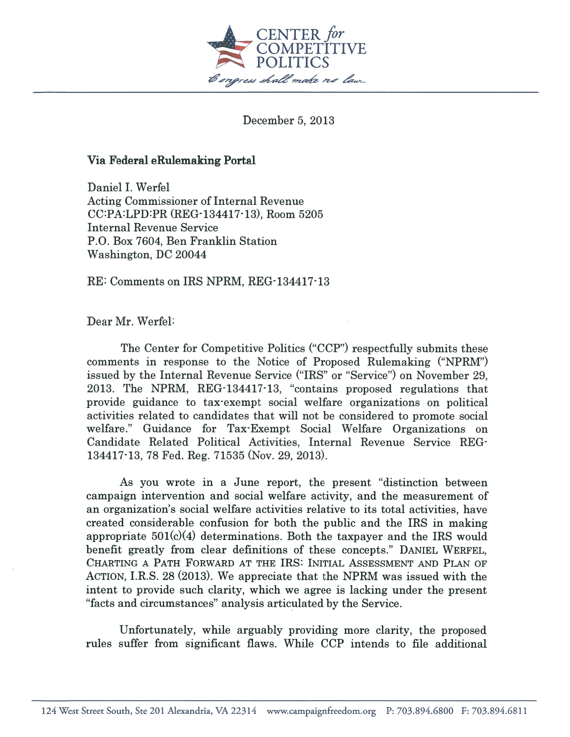CENTER *for* COMPETITIVE POLITICS

*Congress shall make no law...*

December 5, 2013

**Via Federal eRulemaking Portal**

Daniel I. Werfel
Acting Commissioner of Internal Revenue
CC:PA:LPD:PR (REG-134417-13), Room 5205
Internal Revenue Service
P.O. Box 7604, Ben Franklin Station
Washington, DC 20044

RE: Comments on IRS NPRM, REG-134417-13

Dear Mr. Werfel:

The Center for Competitive Politics ("CCP") respectfully submits these comments in response to the Notice of Proposed Rulemaking ("NPRM") issued by the Internal Revenue Service ("IRS" or "Service") on November 29, 2013. The NPRM, REG-134417-13, "contains proposed regulations that provide guidance to tax-exempt social welfare organizations on political activities related to candidates that will not be considered to promote social welfare." Guidance for Tax-Exempt Social Welfare Organizations on Candidate Related Political Activities, Internal Revenue Service REG-134417-13, 78 Fed. Reg. 71535 (Nov. 29, 2013).

As you wrote in a June report, the present "distinction between campaign intervention and social welfare activity, and the measurement of an organization's social welfare activities relative to its total activities, have created considerable confusion for both the public and the IRS in making appropriate 501(c)(4) determinations. Both the taxpayer and the IRS would benefit greatly from clear definitions of these concepts." DANIEL WERFEL, CHARTING A PATH FORWARD AT THE IRS: INITIAL ASSESSMENT AND PLAN OF ACTION, I.R.S. 28 (2013). We appreciate that the NPRM was issued with the intent to provide such clarity, which we agree is lacking under the present "facts and circumstances" analysis articulated by the Service.

Unfortunately, while arguably providing more clarity, the proposed rules suffer from significant flaws. While CCP intends to file additional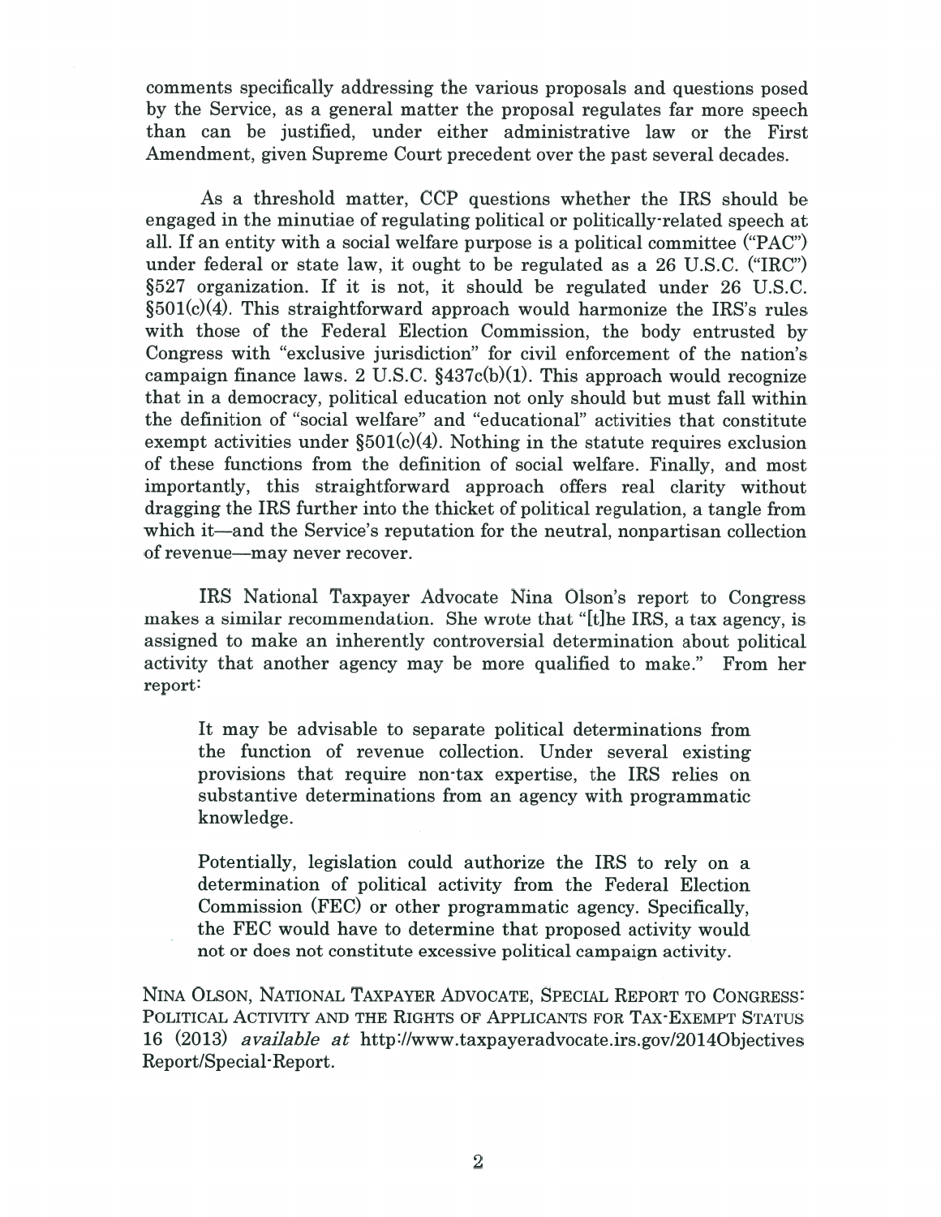comments specifically addressing the various proposals and questions posed by the Service, as a general matter the proposal regulates far more speech than can be justified, under either administrative law or the First Amendment, given Supreme Court precedent over the past several decades.

As a threshold matter, CCP questions whether the IRS should be engaged in the minutiae of regulating political or politically-related speech at all. If an entity with a social welfare purpose is a political committee ("PAC") under federal or state law, it ought to be regulated as a 26 U.S.C. ("IRC") §527 organization. If it is not, it should be regulated under 26 U.S.C. §501(c)(4). This straightforward approach would harmonize the IRS's rules with those of the Federal Election Commission, the body entrusted by Congress with "exclusive jurisdiction" for civil enforcement of the nation's campaign finance laws. 2 U.S.C. §437c(b)(1). This approach would recognize that in a democracy, political education not only should but must fall within the definition of "social welfare" and "educational" activities that constitute exempt activities under §501(c)(4). Nothing in the statute requires exclusion of these functions from the definition of social welfare. Finally, and most importantly, this straightforward approach offers real clarity without dragging the IRS further into the thicket of political regulation, a tangle from which it—and the Service's reputation for the neutral, nonpartisan collection of revenue—may never recover.

IRS National Taxpayer Advocate Nina Olson's report to Congress makes a similar recommendation. She wrote that "[t]he IRS, a tax agency, is assigned to make an inherently controversial determination about political activity that another agency may be more qualified to make." From her report:

> It may be advisable to separate political determinations from the function of revenue collection. Under several existing provisions that require non-tax expertise, the IRS relies on substantive determinations from an agency with programmatic knowledge.
>
> Potentially, legislation could authorize the IRS to rely on a determination of political activity from the Federal Election Commission (FEC) or other programmatic agency. Specifically, the FEC would have to determine that proposed activity would not or does not constitute excessive political campaign activity.

NINA OLSON, NATIONAL TAXPAYER ADVOCATE, SPECIAL REPORT TO CONGRESS: POLITICAL ACTIVITY AND THE RIGHTS OF APPLICANTS FOR TAX-EXEMPT STATUS 16 (2013) *available at* http://www.taxpayeradvocate.irs.gov/2014Objectives Report/Special-Report.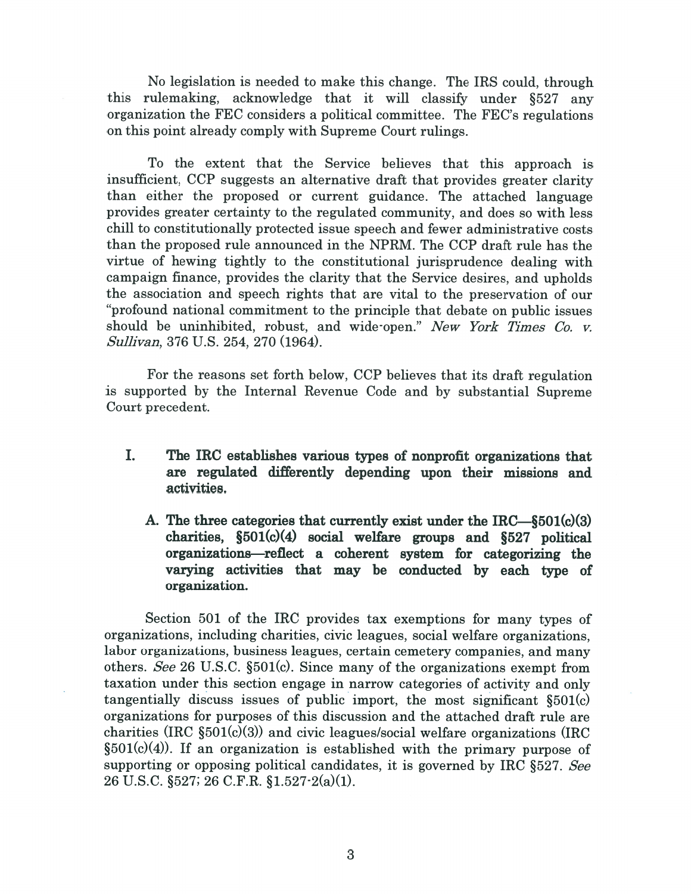No legislation is needed to make this change. The IRS could, through this rulemaking, acknowledge that it will classify under §527 any organization the FEC considers a political committee. The FEC's regulations on this point already comply with Supreme Court rulings.

To the extent that the Service believes that this approach is insufficient, CCP suggests an alternative draft that provides greater clarity than either the proposed or current guidance. The attached language provides greater certainty to the regulated community, and does so with less chill to constitutionally protected issue speech and fewer administrative costs than the proposed rule announced in the NPRM. The CCP draft rule has the virtue of hewing tightly to the constitutional jurisprudence dealing with campaign finance, provides the clarity that the Service desires, and upholds the association and speech rights that are vital to the preservation of our "profound national commitment to the principle that debate on public issues should be uninhibited, robust, and wide-open." *New York Times Co. v. Sullivan*, 376 U.S. 254, 270 (1964).

For the reasons set forth below, CCP believes that its draft regulation is supported by the Internal Revenue Code and by substantial Supreme Court precedent.

## I. The IRC establishes various types of nonprofit organizations that are regulated differently depending upon their missions and activities.

### A. The three categories that currently exist under the IRC—§501(c)(3) charities, §501(c)(4) social welfare groups and §527 political organizations—reflect a coherent system for categorizing the varying activities that may be conducted by each type of organization.

Section 501 of the IRC provides tax exemptions for many types of organizations, including charities, civic leagues, social welfare organizations, labor organizations, business leagues, certain cemetery companies, and many others. *See* 26 U.S.C. §501(c). Since many of the organizations exempt from taxation under this section engage in narrow categories of activity and only tangentially discuss issues of public import, the most significant §501(c) organizations for purposes of this discussion and the attached draft rule are charities (IRC §501(c)(3)) and civic leagues/social welfare organizations (IRC §501(c)(4)). If an organization is established with the primary purpose of supporting or opposing political candidates, it is governed by IRC §527. *See* 26 U.S.C. §527; 26 C.F.R. §1.527-2(a)(1).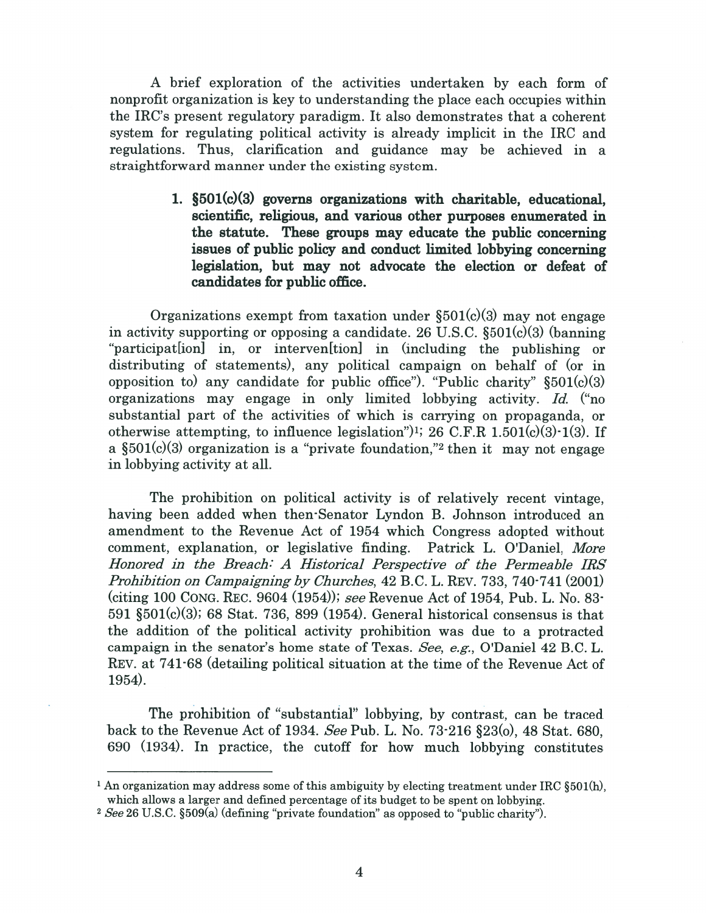A brief exploration of the activities undertaken by each form of nonprofit organization is key to understanding the place each occupies within the IRC's present regulatory paradigm. It also demonstrates that a coherent system for regulating political activity is already implicit in the IRC and regulations. Thus, clarification and guidance may be achieved in a straightforward manner under the existing system.

1. **§501(c)(3) governs organizations with charitable, educational, scientific, religious, and various other purposes enumerated in the statute. These groups may educate the public concerning issues of public policy and conduct limited lobbying concerning legislation, but may not advocate the election or defeat of candidates for public office.**

Organizations exempt from taxation under §501(c)(3) may not engage in activity supporting or opposing a candidate. 26 U.S.C. §501(c)(3) (banning "participat[ion] in, or interven[tion] in (including the publishing or distributing of statements), any political campaign on behalf of (or in opposition to) any candidate for public office"). "Public charity" §501(c)(3) organizations may engage in only limited lobbying activity. *Id.* ("no substantial part of the activities of which is carrying on propaganda, or otherwise attempting, to influence legislation")[1]; 26 C.F.R 1.501(c)(3)-1(3). If a §501(c)(3) organization is a "private foundation,"[2] then it may not engage in lobbying activity at all.

The prohibition on political activity is of relatively recent vintage, having been added when then-Senator Lyndon B. Johnson introduced an amendment to the Revenue Act of 1954 which Congress adopted without comment, explanation, or legislative finding. Patrick L. O'Daniel, *More Honored in the Breach: A Historical Perspective of the Permeable IRS Prohibition on Campaigning by Churches*, 42 B.C. L. REV. 733, 740-741 (2001) (citing 100 CONG. REC. 9604 (1954)); *see* Revenue Act of 1954, Pub. L. No. 83-591 §501(c)(3); 68 Stat. 736, 899 (1954). General historical consensus is that the addition of the political activity prohibition was due to a protracted campaign in the senator's home state of Texas. *See, e.g.*, O'Daniel 42 B.C. L. REV. at 741-68 (detailing political situation at the time of the Revenue Act of 1954).

The prohibition of "substantial" lobbying, by contrast, can be traced back to the Revenue Act of 1934. *See* Pub. L. No. 73-216 §23(o), 48 Stat. 680, 690 (1934). In practice, the cutoff for how much lobbying constitutes

---

[1] An organization may address some of this ambiguity by electing treatment under IRC §501(h), which allows a larger and defined percentage of its budget to be spent on lobbying.

[2] *See* 26 U.S.C. §509(a) (defining "private foundation" as opposed to "public charity").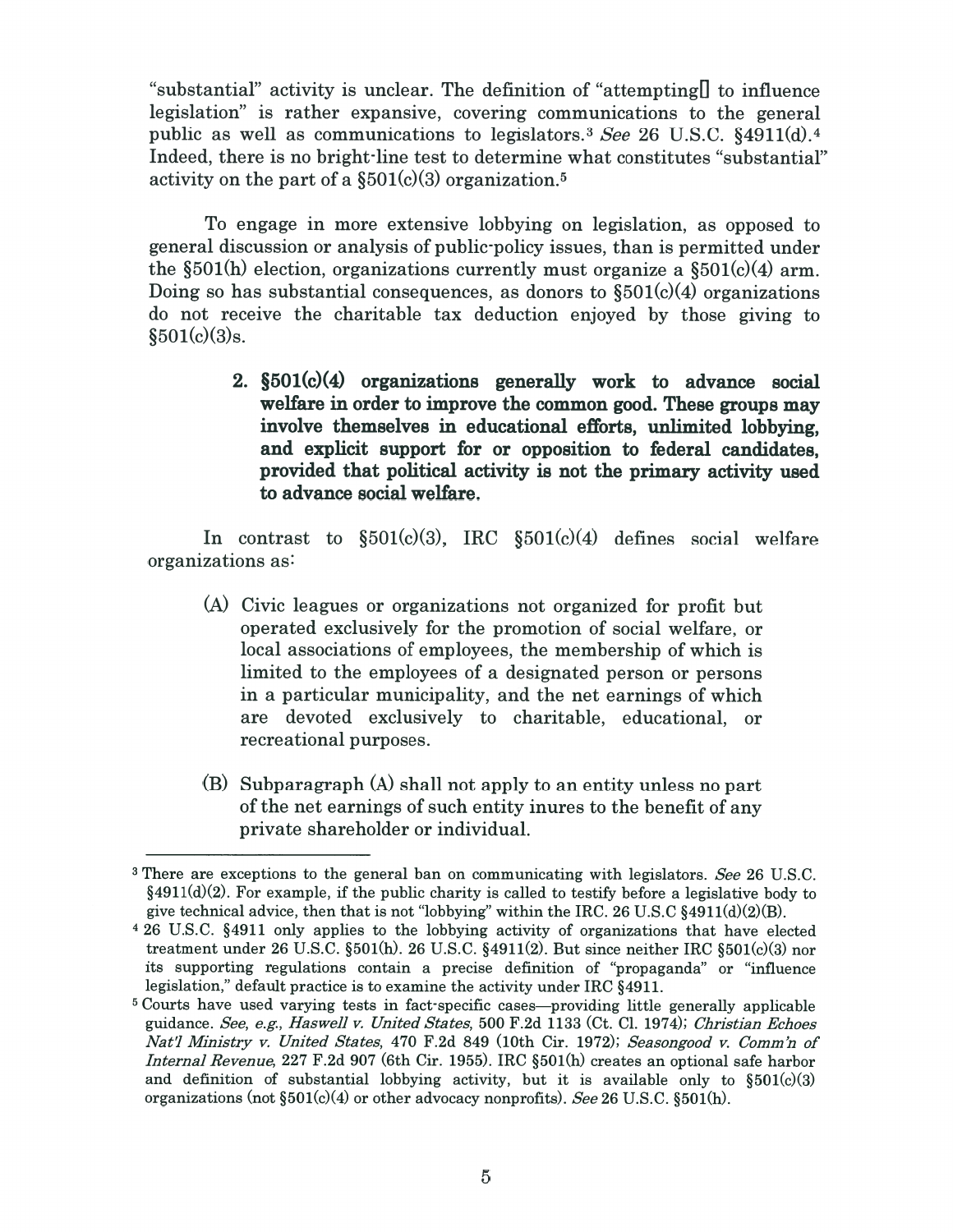"substantial" activity is unclear. The definition of "attempting[] to influence legislation" is rather expansive, covering communications to the general public as well as communications to legislators.[3] *See* 26 U.S.C. §4911(d).[4] Indeed, there is no bright-line test to determine what constitutes "substantial" activity on the part of a §501(c)(3) organization.[5]

To engage in more extensive lobbying on legislation, as opposed to general discussion or analysis of public-policy issues, than is permitted under the §501(h) election, organizations currently must organize a §501(c)(4) arm. Doing so has substantial consequences, as donors to §501(c)(4) organizations do not receive the charitable tax deduction enjoyed by those giving to §501(c)(3)s.

> **2. §501(c)(4) organizations generally work to advance social welfare in order to improve the common good. These groups may involve themselves in educational efforts, unlimited lobbying, and explicit support for or opposition to federal candidates, provided that political activity is not the primary activity used to advance social welfare.**

In contrast to §501(c)(3), IRC §501(c)(4) defines social welfare organizations as:

> (A) Civic leagues or organizations not organized for profit but operated exclusively for the promotion of social welfare, or local associations of employees, the membership of which is limited to the employees of a designated person or persons in a particular municipality, and the net earnings of which are devoted exclusively to charitable, educational, or recreational purposes.
>
> (B) Subparagraph (A) shall not apply to an entity unless no part of the net earnings of such entity inures to the benefit of any private shareholder or individual.

---

[3] There are exceptions to the general ban on communicating with legislators. *See* 26 U.S.C. §4911(d)(2). For example, if the public charity is called to testify before a legislative body to give technical advice, then that is not "lobbying" within the IRC. 26 U.S.C §4911(d)(2)(B).

[4] 26 U.S.C. §4911 only applies to the lobbying activity of organizations that have elected treatment under 26 U.S.C. §501(h). 26 U.S.C. §4911(2). But since neither IRC §501(c)(3) nor its supporting regulations contain a precise definition of "propaganda" or "influence legislation," default practice is to examine the activity under IRC §4911.

[5] Courts have used varying tests in fact-specific cases—providing little generally applicable guidance. *See, e.g., Haswell v. United States*, 500 F.2d 1133 (Ct. Cl. 1974); *Christian Echoes Nat'l Ministry v. United States*, 470 F.2d 849 (10th Cir. 1972); *Seasongood v. Comm'n of Internal Revenue*, 227 F.2d 907 (6th Cir. 1955). IRC §501(h) creates an optional safe harbor and definition of substantial lobbying activity, but it is available only to §501(c)(3) organizations (not §501(c)(4) or other advocacy nonprofits). *See* 26 U.S.C. §501(h).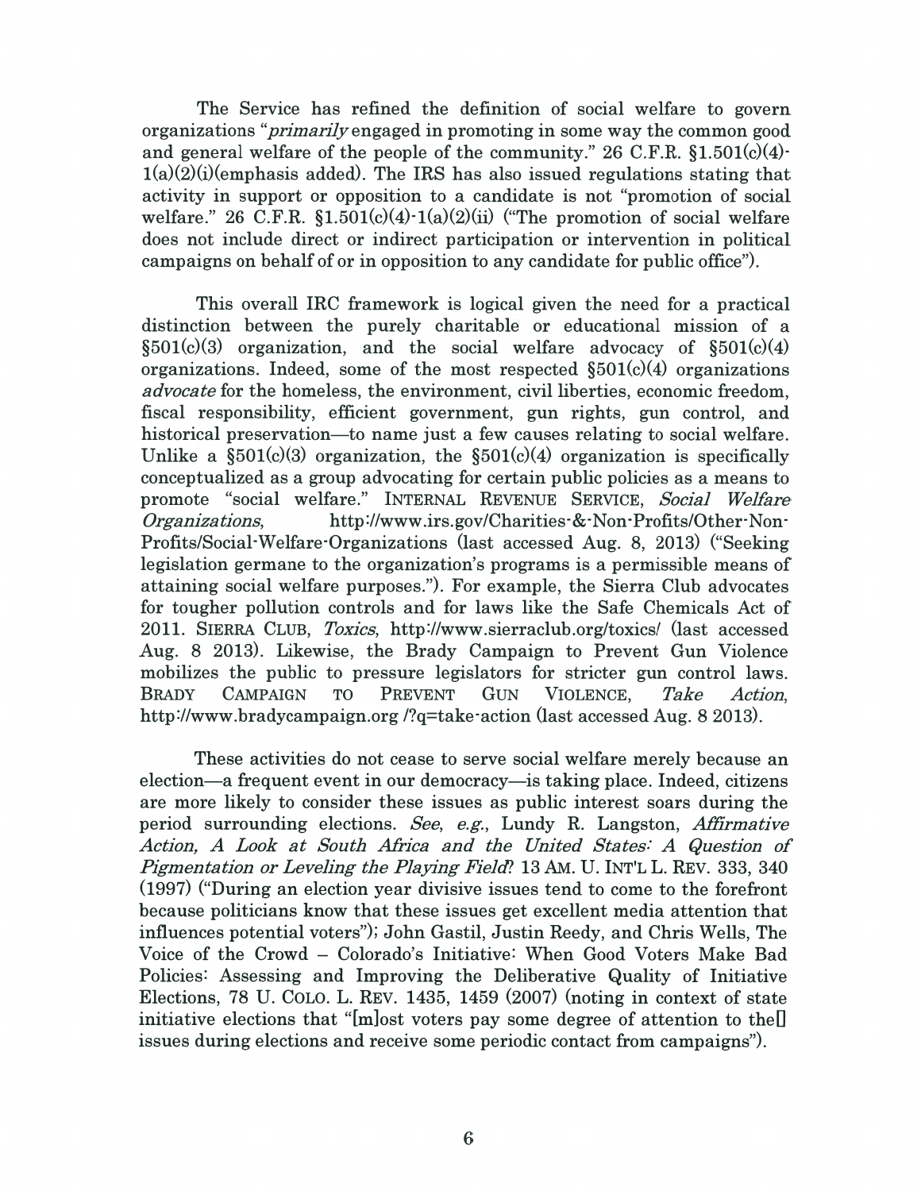The Service has refined the definition of social welfare to govern organizations "*primarily* engaged in promoting in some way the common good and general welfare of the people of the community." 26 C.F.R. §1.501(c)(4)-1(a)(2)(i)(emphasis added). The IRS has also issued regulations stating that activity in support or opposition to a candidate is not "promotion of social welfare." 26 C.F.R. §1.501(c)(4)-1(a)(2)(ii) ("The promotion of social welfare does not include direct or indirect participation or intervention in political campaigns on behalf of or in opposition to any candidate for public office").

This overall IRC framework is logical given the need for a practical distinction between the purely charitable or educational mission of a §501(c)(3) organization, and the social welfare advocacy of §501(c)(4) organizations. Indeed, some of the most respected §501(c)(4) organizations *advocate* for the homeless, the environment, civil liberties, economic freedom, fiscal responsibility, efficient government, gun rights, gun control, and historical preservation—to name just a few causes relating to social welfare. Unlike a §501(c)(3) organization, the §501(c)(4) organization is specifically conceptualized as a group advocating for certain public policies as a means to promote "social welfare." INTERNAL REVENUE SERVICE, *Social Welfare Organizations*, http://www.irs.gov/Charities-&-Non-Profits/Other-Non-Profits/Social-Welfare-Organizations (last accessed Aug. 8, 2013) ("Seeking legislation germane to the organization's programs is a permissible means of attaining social welfare purposes."). For example, the Sierra Club advocates for tougher pollution controls and for laws like the Safe Chemicals Act of 2011. SIERRA CLUB, *Toxics*, http://www.sierraclub.org/toxics/ (last accessed Aug. 8 2013). Likewise, the Brady Campaign to Prevent Gun Violence mobilizes the public to pressure legislators for stricter gun control laws. BRADY CAMPAIGN TO PREVENT GUN VIOLENCE, *Take Action*, http://www.bradycampaign.org /?q=take-action (last accessed Aug. 8 2013).

These activities do not cease to serve social welfare merely because an election—a frequent event in our democracy—is taking place. Indeed, citizens are more likely to consider these issues as public interest soars during the period surrounding elections. *See, e.g.*, Lundy R. Langston, *Affirmative Action, A Look at South Africa and the United States: A Question of Pigmentation or Leveling the Playing Field?* 13 AM. U. INT'L L. REV. 333, 340 (1997) ("During an election year divisive issues tend to come to the forefront because politicians know that these issues get excellent media attention that influences potential voters"); John Gastil, Justin Reedy, and Chris Wells, The Voice of the Crowd – Colorado's Initiative: When Good Voters Make Bad Policies: Assessing and Improving the Deliberative Quality of Initiative Elections, 78 U. COLO. L. REV. 1435, 1459 (2007) (noting in context of state initiative elections that "[m]ost voters pay some degree of attention to the[] issues during elections and receive some periodic contact from campaigns").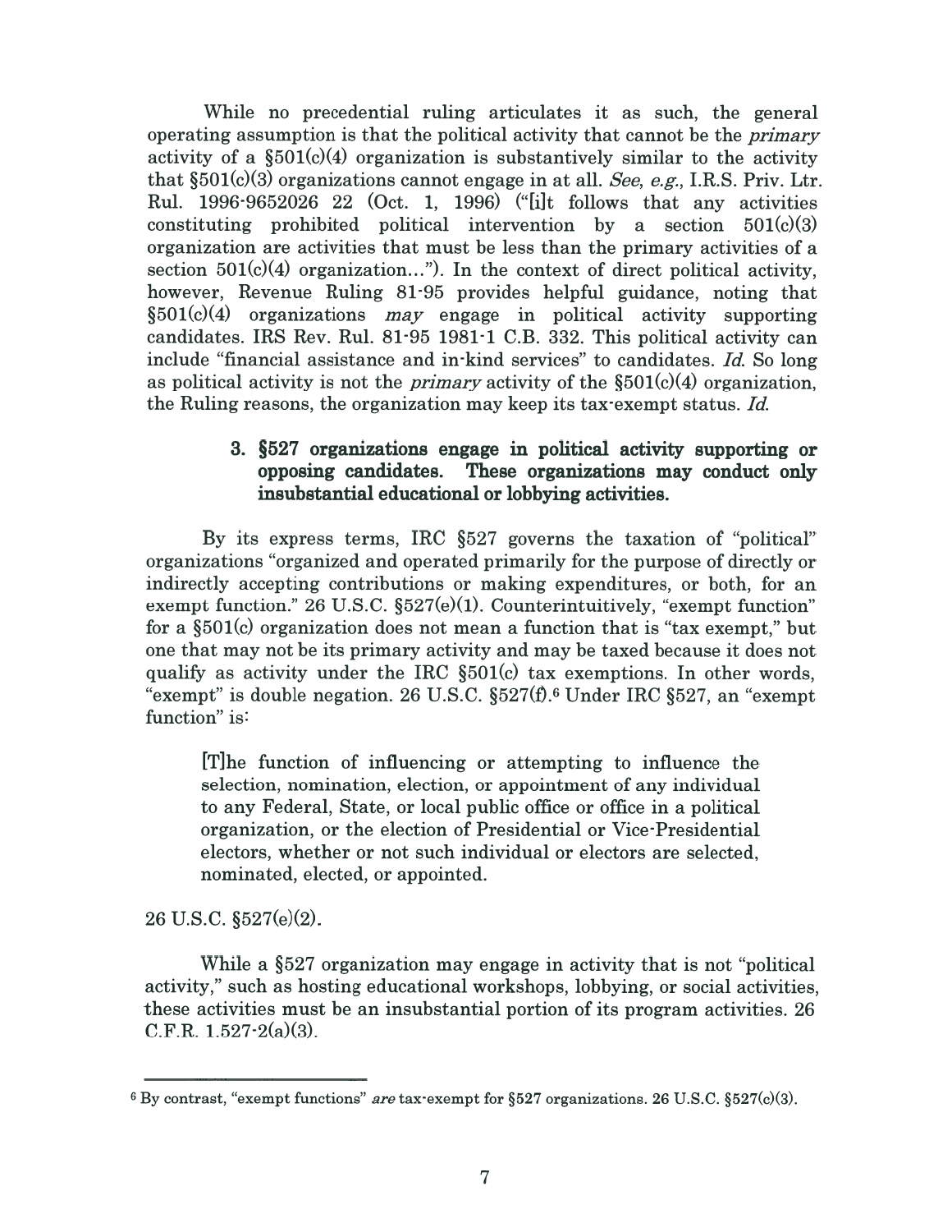While no precedential ruling articulates it as such, the general operating assumption is that the political activity that cannot be the *primary* activity of a §501(c)(4) organization is substantively similar to the activity that §501(c)(3) organizations cannot engage in at all. *See, e.g.*, I.R.S. Priv. Ltr. Rul. 1996-9652026 22 (Oct. 1, 1996) ("[i]t follows that any activities constituting prohibited political intervention by a section 501(c)(3) organization are activities that must be less than the primary activities of a section 501(c)(4) organization..."). In the context of direct political activity, however, Revenue Ruling 81-95 provides helpful guidance, noting that §501(c)(4) organizations *may* engage in political activity supporting candidates. IRS Rev. Rul. 81-95 1981-1 C.B. 332. This political activity can include "financial assistance and in-kind services" to candidates. *Id.* So long as political activity is not the *primary* activity of the §501(c)(4) organization, the Ruling reasons, the organization may keep its tax-exempt status. *Id.*

### 3. §527 organizations engage in political activity supporting or opposing candidates. These organizations may conduct only insubstantial educational or lobbying activities.

By its express terms, IRC §527 governs the taxation of "political" organizations "organized and operated primarily for the purpose of directly or indirectly accepting contributions or making expenditures, or both, for an exempt function." 26 U.S.C. §527(e)(1). Counterintuitively, "exempt function" for a §501(c) organization does not mean a function that is "tax exempt," but one that may not be its primary activity and may be taxed because it does not qualify as activity under the IRC §501(c) tax exemptions. In other words, "exempt" is double negation. 26 U.S.C. §527(f).[6] Under IRC §527, an "exempt function" is:

> [T]he function of influencing or attempting to influence the selection, nomination, election, or appointment of any individual to any Federal, State, or local public office or office in a political organization, or the election of Presidential or Vice-Presidential electors, whether or not such individual or electors are selected, nominated, elected, or appointed.

26 U.S.C. §527(e)(2).

While a §527 organization may engage in activity that is not "political activity," such as hosting educational workshops, lobbying, or social activities, these activities must be an insubstantial portion of its program activities. 26 C.F.R. 1.527-2(a)(3).

---

[6] By contrast, "exempt functions" *are* tax-exempt for §527 organizations. 26 U.S.C. §527(c)(3).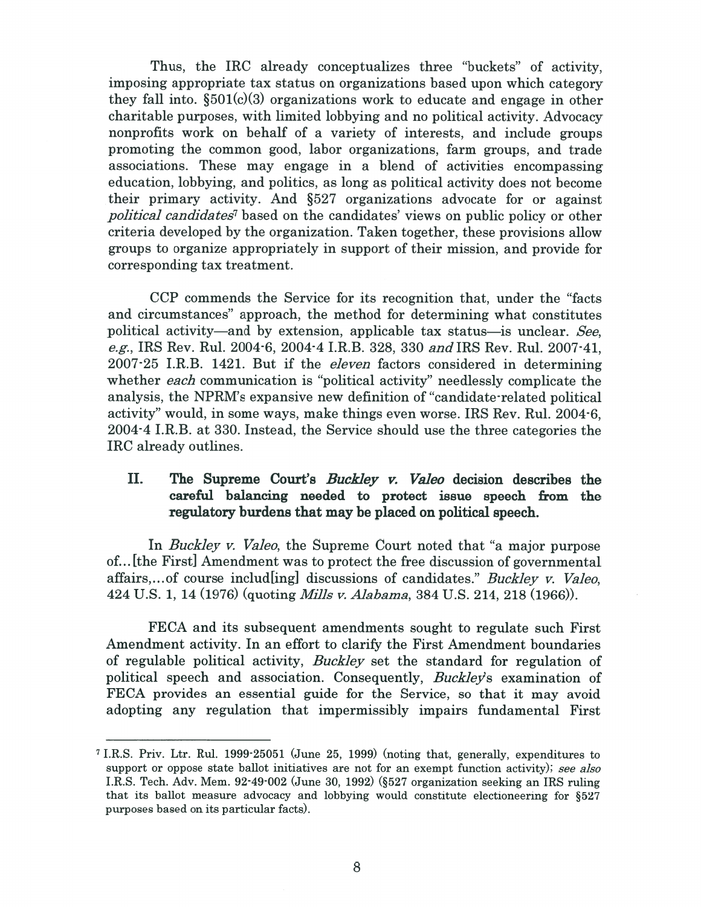Thus, the IRC already conceptualizes three "buckets" of activity, imposing appropriate tax status on organizations based upon which category they fall into. §501(c)(3) organizations work to educate and engage in other charitable purposes, with limited lobbying and no political activity. Advocacy nonprofits work on behalf of a variety of interests, and include groups promoting the common good, labor organizations, farm groups, and trade associations. These may engage in a blend of activities encompassing education, lobbying, and politics, as long as political activity does not become their primary activity. And §527 organizations advocate for or against *political candidates*[7] based on the candidates' views on public policy or other criteria developed by the organization. Taken together, these provisions allow groups to organize appropriately in support of their mission, and provide for corresponding tax treatment.

CCP commends the Service for its recognition that, under the "facts and circumstances" approach, the method for determining what constitutes political activity—and by extension, applicable tax status—is unclear. *See, e.g.*, IRS Rev. Rul. 2004-6, 2004-4 I.R.B. 328, 330 *and* IRS Rev. Rul. 2007-41, 2007-25 I.R.B. 1421. But if the *eleven* factors considered in determining whether *each* communication is "political activity" needlessly complicate the analysis, the NPRM's expansive new definition of "candidate-related political activity" would, in some ways, make things even worse. IRS Rev. Rul. 2004-6, 2004-4 I.R.B. at 330. Instead, the Service should use the three categories the IRC already outlines.

## II. The Supreme Court's *Buckley v. Valeo* decision describes the careful balancing needed to protect issue speech from the regulatory burdens that may be placed on political speech.

In *Buckley v. Valeo*, the Supreme Court noted that "a major purpose of...[the First] Amendment was to protect the free discussion of governmental affairs,...of course includ[ing] discussions of candidates." *Buckley v. Valeo*, 424 U.S. 1, 14 (1976) (quoting *Mills v. Alabama*, 384 U.S. 214, 218 (1966)).

FECA and its subsequent amendments sought to regulate such First Amendment activity. In an effort to clarify the First Amendment boundaries of regulable political activity, *Buckley* set the standard for regulation of political speech and association. Consequently, *Buckley's* examination of FECA provides an essential guide for the Service, so that it may avoid adopting any regulation that impermissibly impairs fundamental First

---

[7] I.R.S. Priv. Ltr. Rul. 1999-25051 (June 25, 1999) (noting that, generally, expenditures to support or oppose state ballot initiatives are not for an exempt function activity); *see also* I.R.S. Tech. Adv. Mem. 92-49-002 (June 30, 1992) (§527 organization seeking an IRS ruling that its ballot measure advocacy and lobbying would constitute electioneering for §527 purposes based on its particular facts).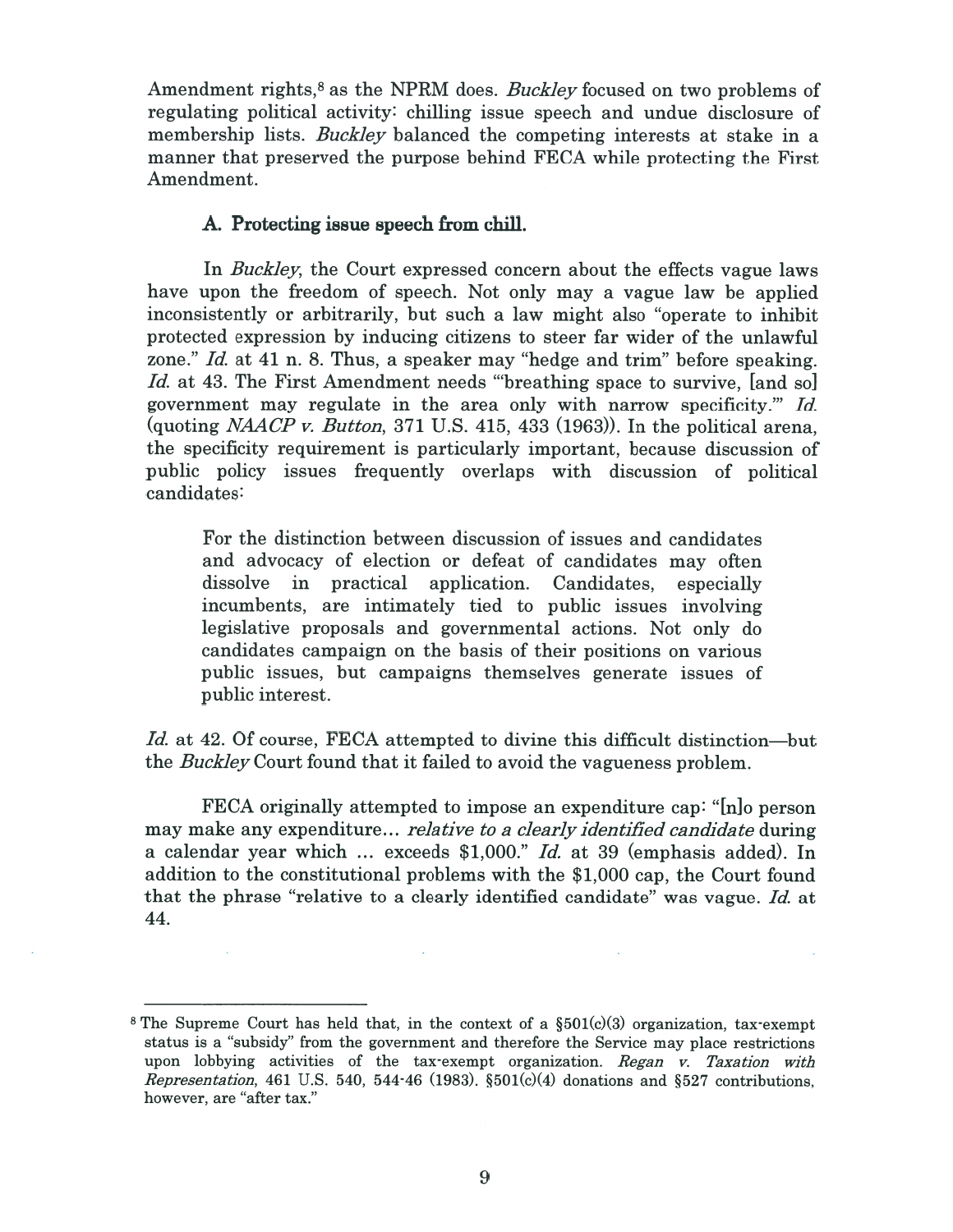Amendment rights,[8] as the NPRM does. *Buckley* focused on two problems of regulating political activity: chilling issue speech and undue disclosure of membership lists. *Buckley* balanced the competing interests at stake in a manner that preserved the purpose behind FECA while protecting the First Amendment.

### A. Protecting issue speech from chill.

In *Buckley*, the Court expressed concern about the effects vague laws have upon the freedom of speech. Not only may a vague law be applied inconsistently or arbitrarily, but such a law might also "operate to inhibit protected expression by inducing citizens to steer far wider of the unlawful zone." *Id.* at 41 n. 8. Thus, a speaker may "hedge and trim" before speaking. *Id.* at 43. The First Amendment needs "'breathing space to survive, [and so] government may regulate in the area only with narrow specificity.'" *Id.* (quoting *NAACP v. Button*, 371 U.S. 415, 433 (1963)). In the political arena, the specificity requirement is particularly important, because discussion of public policy issues frequently overlaps with discussion of political candidates:

> For the distinction between discussion of issues and candidates and advocacy of election or defeat of candidates may often dissolve in practical application. Candidates, especially incumbents, are intimately tied to public issues involving legislative proposals and governmental actions. Not only do candidates campaign on the basis of their positions on various public issues, but campaigns themselves generate issues of public interest.

*Id.* at 42. Of course, FECA attempted to divine this difficult distinction—but the *Buckley* Court found that it failed to avoid the vagueness problem.

FECA originally attempted to impose an expenditure cap: "[n]o person may make any expenditure... *relative to a clearly identified candidate* during a calendar year which ... exceeds $1,000." *Id.* at 39 (emphasis added). In addition to the constitutional problems with the $1,000 cap, the Court found that the phrase "relative to a clearly identified candidate" was vague. *Id.* at 44.

---

[8] The Supreme Court has held that, in the context of a §501(c)(3) organization, tax-exempt status is a "subsidy" from the government and therefore the Service may place restrictions upon lobbying activities of the tax-exempt organization. *Regan v. Taxation with Representation*, 461 U.S. 540, 544-46 (1983). §501(c)(4) donations and §527 contributions, however, are "after tax."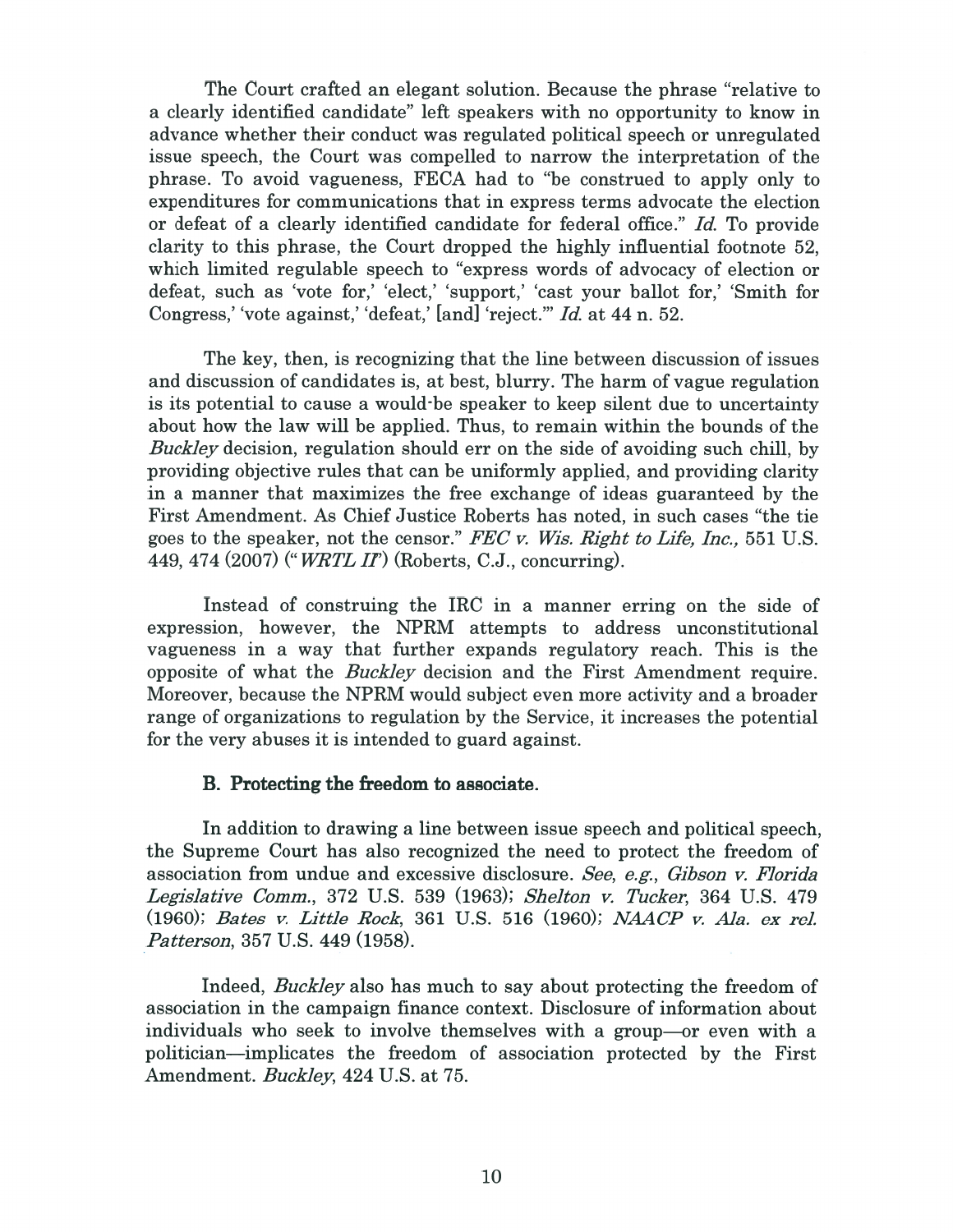The Court crafted an elegant solution. Because the phrase "relative to a clearly identified candidate" left speakers with no opportunity to know in advance whether their conduct was regulated political speech or unregulated issue speech, the Court was compelled to narrow the interpretation of the phrase. To avoid vagueness, FECA had to "be construed to apply only to expenditures for communications that in express terms advocate the election or defeat of a clearly identified candidate for federal office." *Id.* To provide clarity to this phrase, the Court dropped the highly influential footnote 52, which limited regulable speech to "express words of advocacy of election or defeat, such as 'vote for,' 'elect,' 'support,' 'cast your ballot for,' 'Smith for Congress,' 'vote against,' 'defeat,' [and] 'reject.'" *Id.* at 44 n. 52.

The key, then, is recognizing that the line between discussion of issues and discussion of candidates is, at best, blurry. The harm of vague regulation is its potential to cause a would-be speaker to keep silent due to uncertainty about how the law will be applied. Thus, to remain within the bounds of the *Buckley* decision, regulation should err on the side of avoiding such chill, by providing objective rules that can be uniformly applied, and providing clarity in a manner that maximizes the free exchange of ideas guaranteed by the First Amendment. As Chief Justice Roberts has noted, in such cases "the tie goes to the speaker, not the censor." *FEC v. Wis. Right to Life, Inc.,* 551 U.S. 449, 474 (2007) ("*WRTL II*") (Roberts, C.J., concurring).

Instead of construing the IRC in a manner erring on the side of expression, however, the NPRM attempts to address unconstitutional vagueness in a way that further expands regulatory reach. This is the opposite of what the *Buckley* decision and the First Amendment require. Moreover, because the NPRM would subject even more activity and a broader range of organizations to regulation by the Service, it increases the potential for the very abuses it is intended to guard against.

### B. Protecting the freedom to associate.

In addition to drawing a line between issue speech and political speech, the Supreme Court has also recognized the need to protect the freedom of association from undue and excessive disclosure. *See, e.g., Gibson v. Florida Legislative Comm.,* 372 U.S. 539 (1963); *Shelton v. Tucker,* 364 U.S. 479 (1960); *Bates v. Little Rock,* 361 U.S. 516 (1960); *NAACP v. Ala. ex rel. Patterson,* 357 U.S. 449 (1958).

Indeed, *Buckley* also has much to say about protecting the freedom of association in the campaign finance context. Disclosure of information about individuals who seek to involve themselves with a group—or even with a politician—implicates the freedom of association protected by the First Amendment. *Buckley,* 424 U.S. at 75.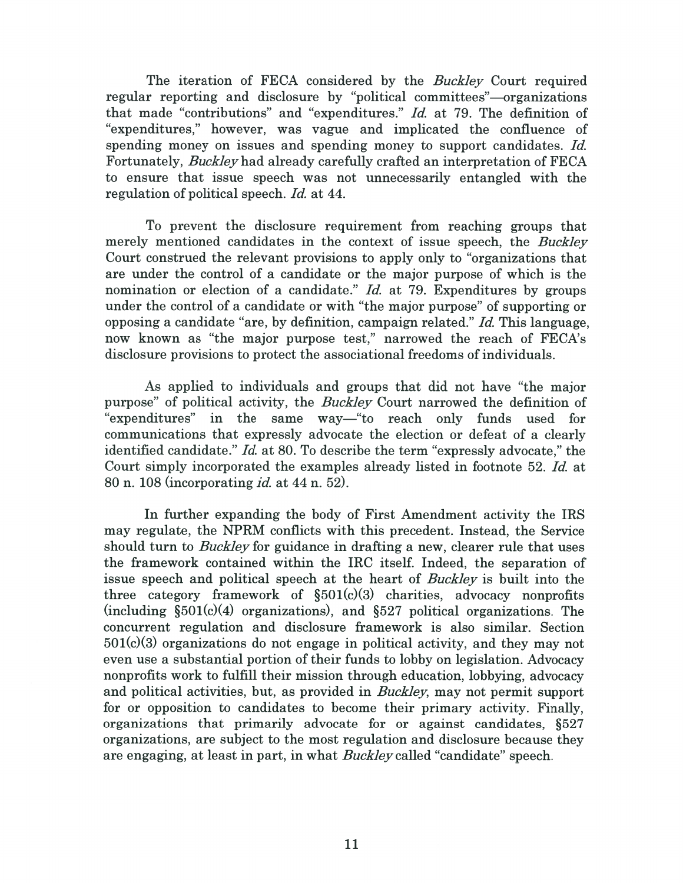The iteration of FECA considered by the *Buckley* Court required regular reporting and disclosure by "political committees"—organizations that made "contributions" and "expenditures." *Id.* at 79. The definition of "expenditures," however, was vague and implicated the confluence of spending money on issues and spending money to support candidates. *Id.* Fortunately, *Buckley* had already carefully crafted an interpretation of FECA to ensure that issue speech was not unnecessarily entangled with the regulation of political speech. *Id.* at 44.

To prevent the disclosure requirement from reaching groups that merely mentioned candidates in the context of issue speech, the *Buckley* Court construed the relevant provisions to apply only to "organizations that are under the control of a candidate or the major purpose of which is the nomination or election of a candidate." *Id.* at 79. Expenditures by groups under the control of a candidate or with "the major purpose" of supporting or opposing a candidate "are, by definition, campaign related." *Id.* This language, now known as "the major purpose test," narrowed the reach of FECA's disclosure provisions to protect the associational freedoms of individuals.

As applied to individuals and groups that did not have "the major purpose" of political activity, the *Buckley* Court narrowed the definition of "expenditures" in the same way—"to reach only funds used for communications that expressly advocate the election or defeat of a clearly identified candidate." *Id.* at 80. To describe the term "expressly advocate," the Court simply incorporated the examples already listed in footnote 52. *Id.* at 80 n. 108 (incorporating *id.* at 44 n. 52).

In further expanding the body of First Amendment activity the IRS may regulate, the NPRM conflicts with this precedent. Instead, the Service should turn to *Buckley* for guidance in drafting a new, clearer rule that uses the framework contained within the IRC itself. Indeed, the separation of issue speech and political speech at the heart of *Buckley* is built into the three category framework of §501(c)(3) charities, advocacy nonprofits (including §501(c)(4) organizations), and §527 political organizations. The concurrent regulation and disclosure framework is also similar. Section 501(c)(3) organizations do not engage in political activity, and they may not even use a substantial portion of their funds to lobby on legislation. Advocacy nonprofits work to fulfill their mission through education, lobbying, advocacy and political activities, but, as provided in *Buckley*, may not permit support for or opposition to candidates to become their primary activity. Finally, organizations that primarily advocate for or against candidates, §527 organizations, are subject to the most regulation and disclosure because they are engaging, at least in part, in what *Buckley* called "candidate" speech.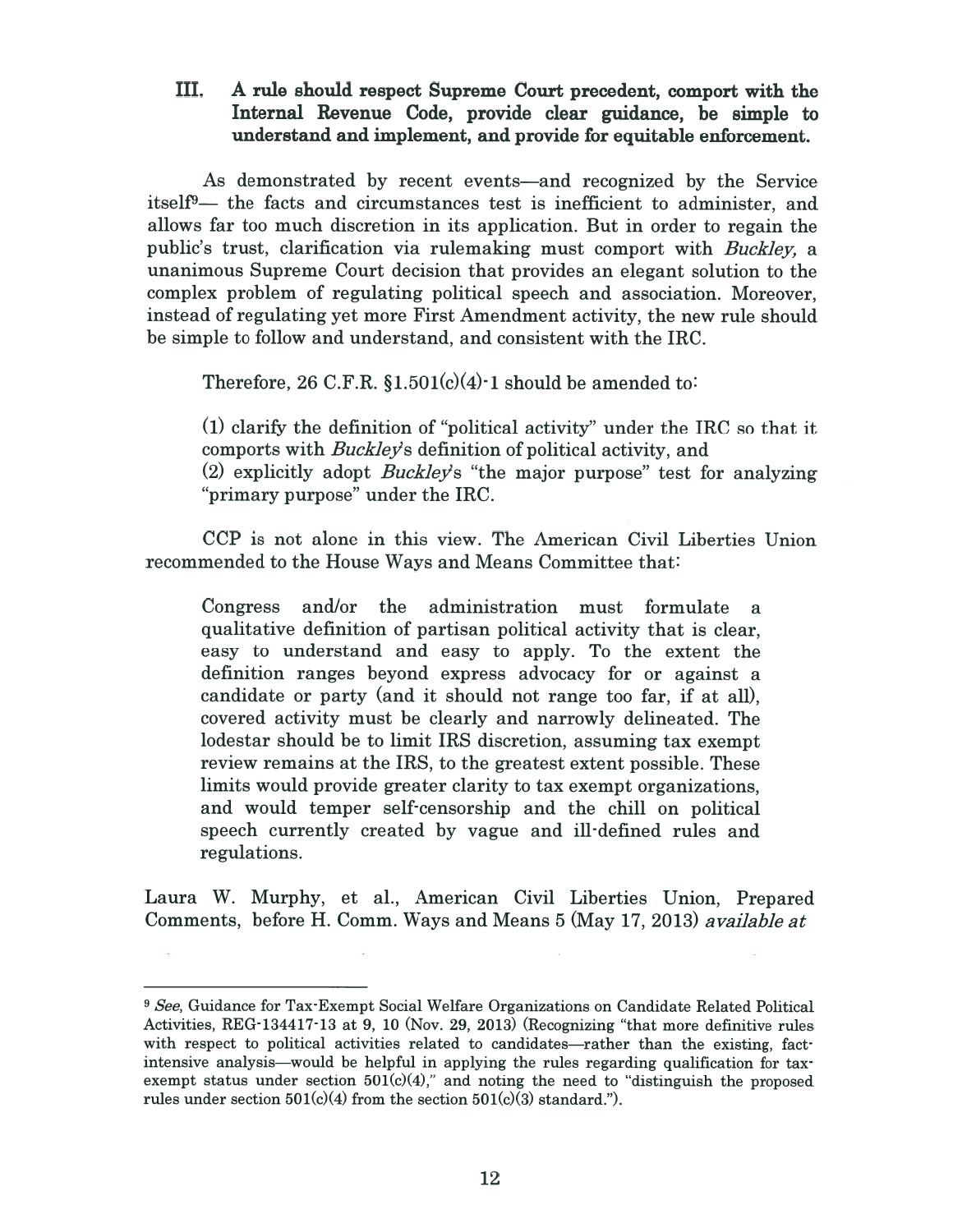### III. A rule should respect Supreme Court precedent, comport with the Internal Revenue Code, provide clear guidance, be simple to understand and implement, and provide for equitable enforcement.

As demonstrated by recent events—and recognized by the Service itself[9]— the facts and circumstances test is inefficient to administer, and allows far too much discretion in its application. But in order to regain the public's trust, clarification via rulemaking must comport with *Buckley,* a unanimous Supreme Court decision that provides an elegant solution to the complex problem of regulating political speech and association. Moreover, instead of regulating yet more First Amendment activity, the new rule should be simple to follow and understand, and consistent with the IRC.

Therefore, 26 C.F.R. §1.501(c)(4)-1 should be amended to:

> (1) clarify the definition of "political activity" under the IRC so that it comports with *Buckley*'s definition of political activity, and
> (2) explicitly adopt *Buckley*'s "the major purpose" test for analyzing "primary purpose" under the IRC.

CCP is not alone in this view. The American Civil Liberties Union recommended to the House Ways and Means Committee that:

> Congress and/or the administration must formulate a qualitative definition of partisan political activity that is clear, easy to understand and easy to apply. To the extent the definition ranges beyond express advocacy for or against a candidate or party (and it should not range too far, if at all), covered activity must be clearly and narrowly delineated. The lodestar should be to limit IRS discretion, assuming tax exempt review remains at the IRS, to the greatest extent possible. These limits would provide greater clarity to tax exempt organizations, and would temper self-censorship and the chill on political speech currently created by vague and ill-defined rules and regulations.

Laura W. Murphy, et al., American Civil Liberties Union, Prepared Comments, before H. Comm. Ways and Means 5 (May 17, 2013) *available at*

---

[9] *See*, Guidance for Tax-Exempt Social Welfare Organizations on Candidate Related Political Activities, REG-134417-13 at 9, 10 (Nov. 29, 2013) (Recognizing "that more definitive rules with respect to political activities related to candidates—rather than the existing, fact-intensive analysis—would be helpful in applying the rules regarding qualification for tax-exempt status under section 501(c)(4)," and noting the need to "distinguish the proposed rules under section 501(c)(4) from the section 501(c)(3) standard.").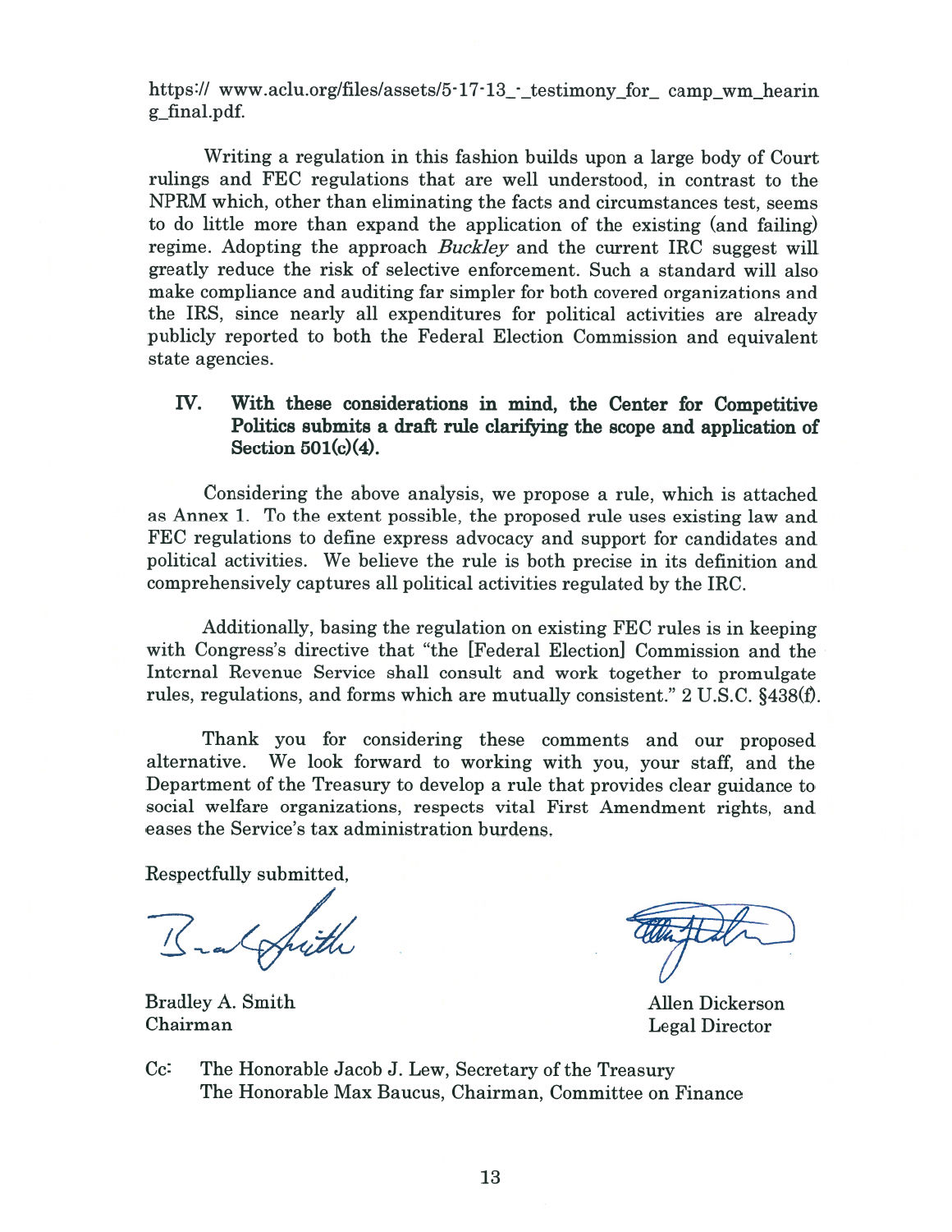https:// www.aclu.org/files/assets/5-17-13_-_testimony_for_ camp_wm_hearin g_final.pdf.

Writing a regulation in this fashion builds upon a large body of Court rulings and FEC regulations that are well understood, in contrast to the NPRM which, other than eliminating the facts and circumstances test, seems to do little more than expand the application of the existing (and failing) regime. Adopting the approach *Buckley* and the current IRC suggest will greatly reduce the risk of selective enforcement. Such a standard will also make compliance and auditing far simpler for both covered organizations and the IRS, since nearly all expenditures for political activities are already publicly reported to both the Federal Election Commission and equivalent state agencies.

## IV. With these considerations in mind, the Center for Competitive Politics submits a draft rule clarifying the scope and application of Section 501(c)(4).

Considering the above analysis, we propose a rule, which is attached as Annex 1. To the extent possible, the proposed rule uses existing law and FEC regulations to define express advocacy and support for candidates and political activities. We believe the rule is both precise in its definition and comprehensively captures all political activities regulated by the IRC.

Additionally, basing the regulation on existing FEC rules is in keeping with Congress's directive that "the [Federal Election] Commission and the Internal Revenue Service shall consult and work together to promulgate rules, regulations, and forms which are mutually consistent." 2 U.S.C. §438(f).

Thank you for considering these comments and our proposed alternative. We look forward to working with you, your staff, and the Department of the Treasury to develop a rule that provides clear guidance to social welfare organizations, respects vital First Amendment rights, and eases the Service's tax administration burdens.

Respectfully submitted,

Bradley A. Smith
Chairman

Allen Dickerson
Legal Director

Cc: The Honorable Jacob J. Lew, Secretary of the Treasury
The Honorable Max Baucus, Chairman, Committee on Finance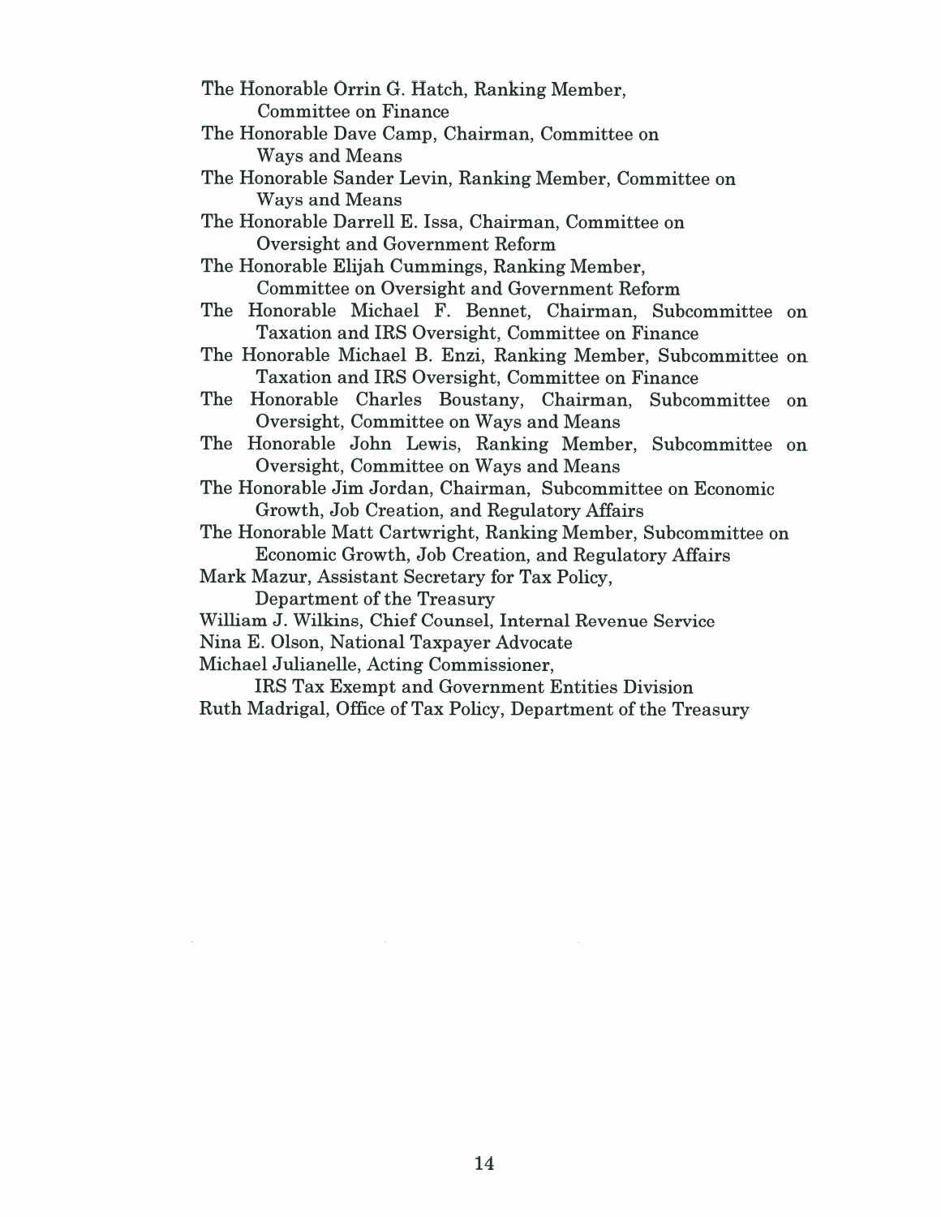The Honorable Orrin G. Hatch, Ranking Member, Committee on Finance

The Honorable Dave Camp, Chairman, Committee on Ways and Means

The Honorable Sander Levin, Ranking Member, Committee on Ways and Means

The Honorable Darrell E. Issa, Chairman, Committee on Oversight and Government Reform

The Honorable Elijah Cummings, Ranking Member, Committee on Oversight and Government Reform

The Honorable Michael F. Bennet, Chairman, Subcommittee on Taxation and IRS Oversight, Committee on Finance

The Honorable Michael B. Enzi, Ranking Member, Subcommittee on Taxation and IRS Oversight, Committee on Finance

The Honorable Charles Boustany, Chairman, Subcommittee on Oversight, Committee on Ways and Means

The Honorable John Lewis, Ranking Member, Subcommittee on Oversight, Committee on Ways and Means

The Honorable Jim Jordan, Chairman, Subcommittee on Economic Growth, Job Creation, and Regulatory Affairs

The Honorable Matt Cartwright, Ranking Member, Subcommittee on Economic Growth, Job Creation, and Regulatory Affairs

Mark Mazur, Assistant Secretary for Tax Policy, Department of the Treasury

William J. Wilkins, Chief Counsel, Internal Revenue Service

Nina E. Olson, National Taxpayer Advocate

Michael Julianelle, Acting Commissioner, IRS Tax Exempt and Government Entities Division

Ruth Madrigal, Office of Tax Policy, Department of the Treasury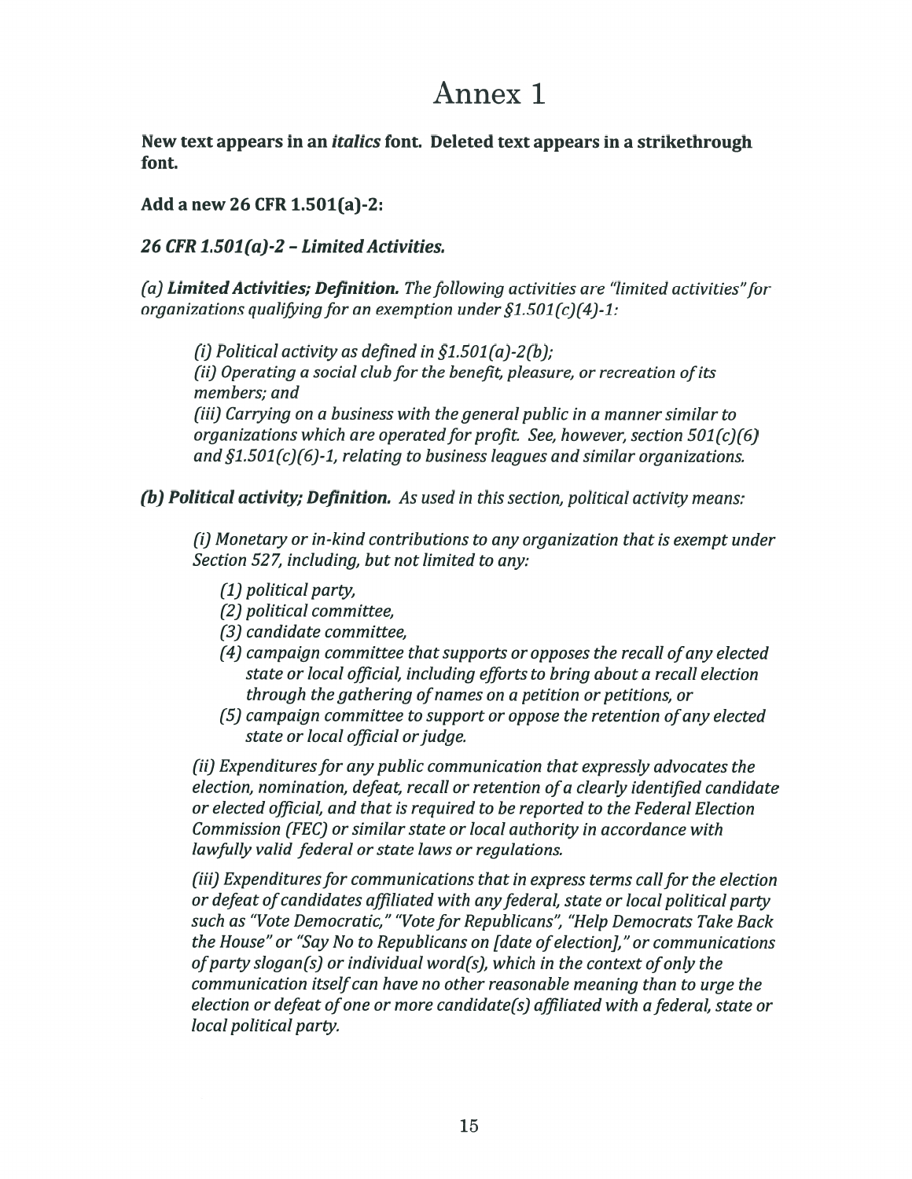# Annex 1

**New text appears in an *italics* font. Deleted text appears in a strikethrough font.**

**Add a new 26 CFR 1.501(a)-2:**

***26 CFR 1.501(a)-2 – Limited Activities.***

*(a)* ***Limited Activities; Definition.*** *The following activities are "limited activities" for organizations qualifying for an exemption under §1.501(c)(4)-1:*

> *(i) Political activity as defined in §1.501(a)-2(b);*
> *(ii) Operating a social club for the benefit, pleasure, or recreation of its members; and*
> *(iii) Carrying on a business with the general public in a manner similar to organizations which are operated for profit. See, however, section 501(c)(6) and §1.501(c)(6)-1, relating to business leagues and similar organizations.*

***(b) Political activity; Definition.*** *As used in this section, political activity means:*

> *(i) Monetary or in-kind contributions to any organization that is exempt under Section 527, including, but not limited to any:*
>
> > *(1) political party,*
> > *(2) political committee,*
> > *(3) candidate committee,*
> > *(4) campaign committee that supports or opposes the recall of any elected state or local official, including efforts to bring about a recall election through the gathering of names on a petition or petitions, or*
> > *(5) campaign committee to support or oppose the retention of any elected state or local official or judge.*
>
> *(ii) Expenditures for any public communication that expressly advocates the election, nomination, defeat, recall or retention of a clearly identified candidate or elected official, and that is required to be reported to the Federal Election Commission (FEC) or similar state or local authority in accordance with lawfully valid federal or state laws or regulations.*
>
> *(iii) Expenditures for communications that in express terms call for the election or defeat of candidates affiliated with any federal, state or local political party such as "Vote Democratic," "Vote for Republicans", "Help Democrats Take Back the House" or "Say No to Republicans on [date of election]," or communications of party slogan(s) or individual word(s), which in the context of only the communication itself can have no other reasonable meaning than to urge the election or defeat of one or more candidate(s) affiliated with a federal, state or local political party.*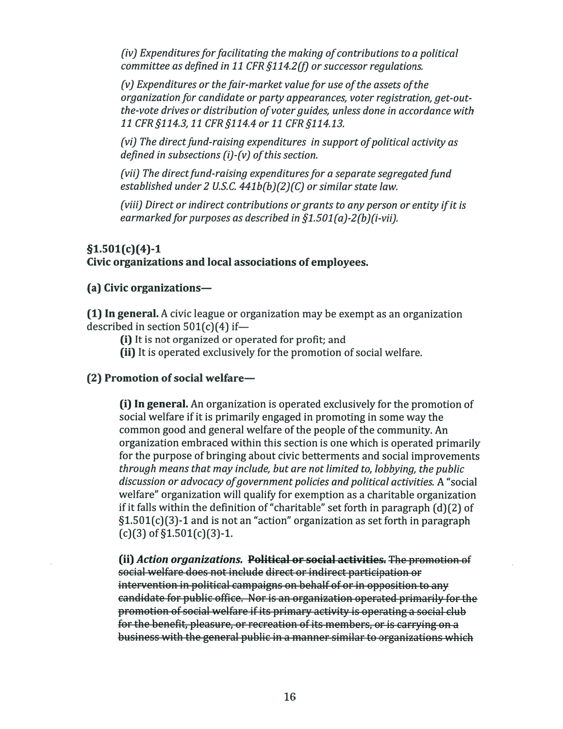*(iv) Expenditures for facilitating the making of contributions to a political committee as defined in 11 CFR §114.2(f) or successor regulations.*

*(v) Expenditures or the fair-market value for use of the assets of the organization for candidate or party appearances, voter registration, get-out-the-vote drives or distribution of voter guides, unless done in accordance with 11 CFR §114.3, 11 CFR §114.4 or 11 CFR §114.13.*

*(vi) The direct fund-raising expenditures in support of political activity as defined in subsections (i)-(v) of this section.*

*(vii) The direct fund-raising expenditures for a separate segregated fund established under 2 U.S.C. 441b(b)(2)(C) or similar state law.*

*(viii) Direct or indirect contributions or grants to any person or entity if it is earmarked for purposes as described in §1.501(a)-2(b)(i-vii).*

**§1.501(c)(4)-1**
**Civic organizations and local associations of employees.**

**(a) Civic organizations—**

**(1) In general.** A civic league or organization may be exempt as an organization described in section 501(c)(4) if—

**(i)** It is not organized or operated for profit; and

**(ii)** It is operated exclusively for the promotion of social welfare.

**(2) Promotion of social welfare—**

**(i) In general.** An organization is operated exclusively for the promotion of social welfare if it is primarily engaged in promoting in some way the common good and general welfare of the people of the community. An organization embraced within this section is one which is operated primarily for the purpose of bringing about civic betterments and social improvements *through means that may include, but are not limited to, lobbying, the public discussion or advocacy of government policies and political activities.* A "social welfare" organization will qualify for exemption as a charitable organization if it falls within the definition of "charitable" set forth in paragraph (d)(2) of §1.501(c)(3)-1 and is not an "action" organization as set forth in paragraph (c)(3) of §1.501(c)(3)-1.

**(ii)** ***Action organizations.*** ~~**Political or social activities.** The promotion of social welfare does not include direct or indirect participation or intervention in political campaigns on behalf of or in opposition to any candidate for public office. Nor is an organization operated primarily for the promotion of social welfare if its primary activity is operating a social club for the benefit, pleasure, or recreation of its members, or is carrying on a business with the general public in a manner similar to organizations which~~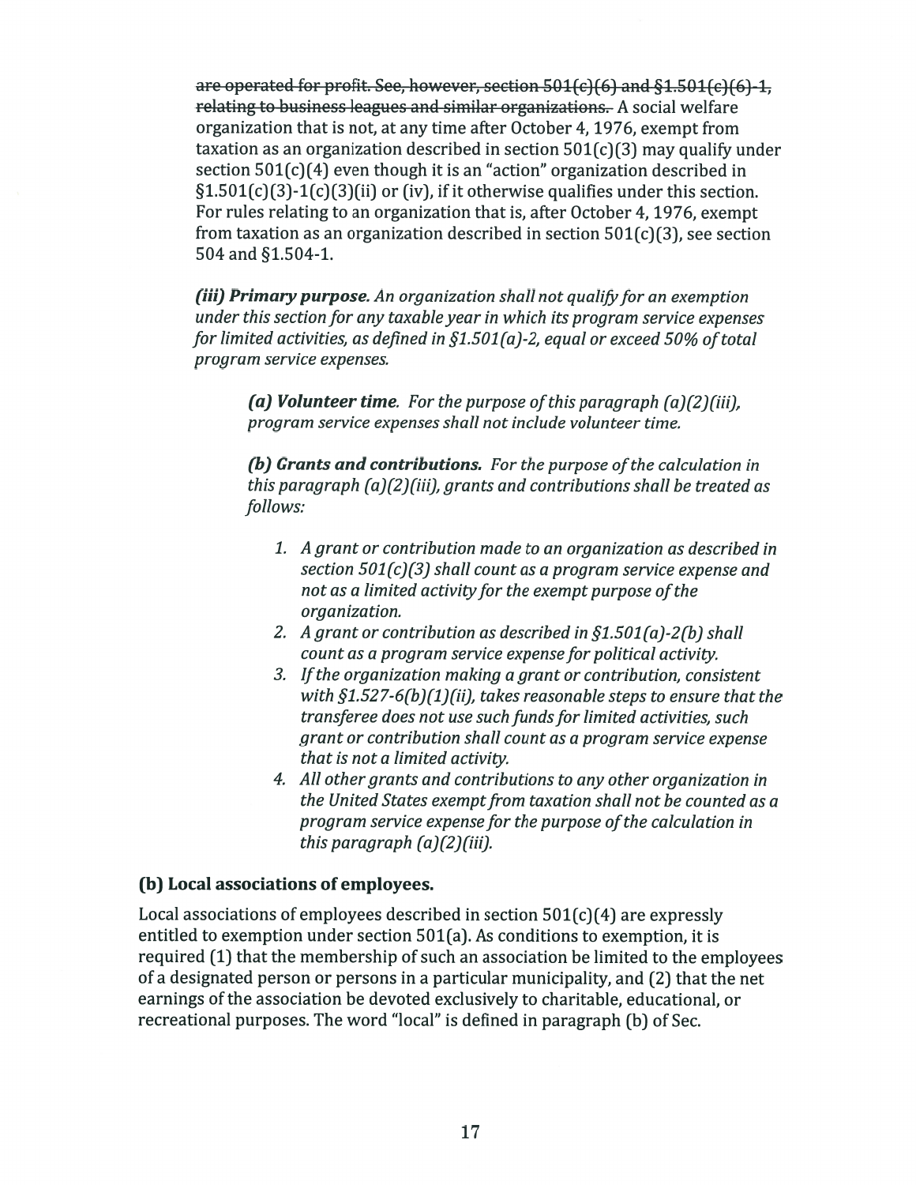~~are operated for profit. See, however, section 501(c)(6) and §1.501(c)(6)-1, relating to business leagues and similar organizations.~~ A social welfare organization that is not, at any time after October 4, 1976, exempt from taxation as an organization described in section 501(c)(3) may qualify under section 501(c)(4) even though it is an "action" organization described in §1.501(c)(3)-1(c)(3)(ii) or (iv), if it otherwise qualifies under this section. For rules relating to an organization that is, after October 4, 1976, exempt from taxation as an organization described in section 501(c)(3), see section 504 and §1.504-1.

***(iii) Primary purpose.*** *An organization shall not qualify for an exemption under this section for any taxable year in which its program service expenses for limited activities, as defined in §1.501(a)-2, equal or exceed 50% of total program service expenses.*

> ***(a) Volunteer time.*** *For the purpose of this paragraph (a)(2)(iii), program service expenses shall not include volunteer time.*
>
> ***(b) Grants and contributions.*** *For the purpose of the calculation in this paragraph (a)(2)(iii), grants and contributions shall be treated as follows:*
>
> 1. *A grant or contribution made to an organization as described in section 501(c)(3) shall count as a program service expense and not as a limited activity for the exempt purpose of the organization.*
> 2. *A grant or contribution as described in §1.501(a)-2(b) shall count as a program service expense for political activity.*
> 3. *If the organization making a grant or contribution, consistent with §1.527-6(b)(1)(ii), takes reasonable steps to ensure that the transferee does not use such funds for limited activities, such grant or contribution shall count as a program service expense that is not a limited activity.*
> 4. *All other grants and contributions to any other organization in the United States exempt from taxation shall not be counted as a program service expense for the purpose of the calculation in this paragraph (a)(2)(iii).*

## (b) Local associations of employees.

Local associations of employees described in section 501(c)(4) are expressly entitled to exemption under section 501(a). As conditions to exemption, it is required (1) that the membership of such an association be limited to the employees of a designated person or persons in a particular municipality, and (2) that the net earnings of the association be devoted exclusively to charitable, educational, or recreational purposes. The word "local" is defined in paragraph (b) of Sec.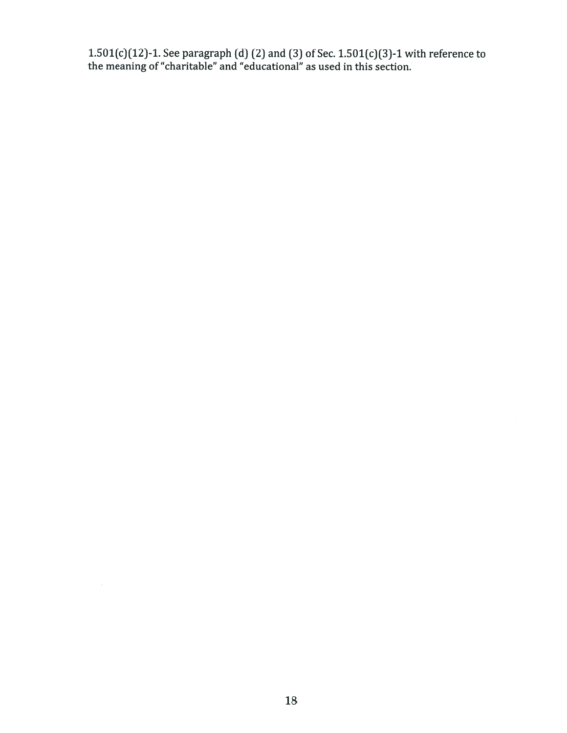1.501(c)(12)-1. See paragraph (d) (2) and (3) of Sec. 1.501(c)(3)-1 with reference to the meaning of "charitable" and "educational" as used in this section.